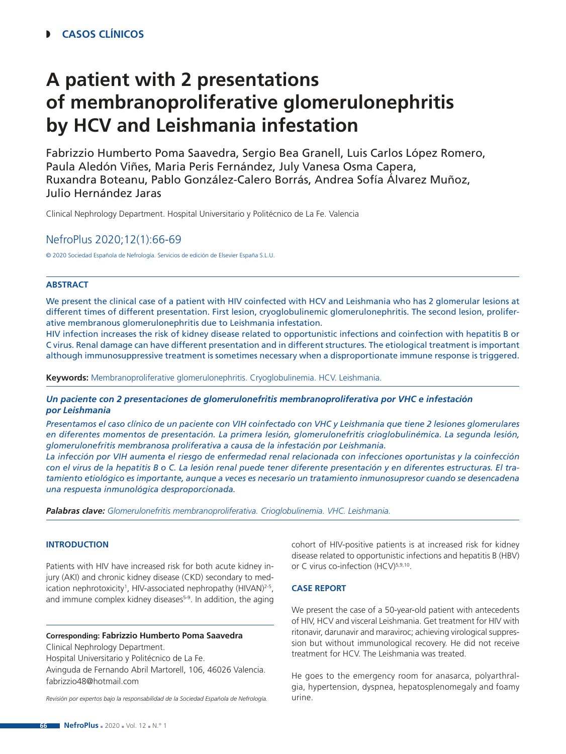**CASOS CLÍNICOS**

# A patient with 2 presentations of membranoproliferative glomerulonephritis by HCV and Leishmania infestation

Fabrizzio Humberto Poma Saavedra, Sergio Bea Granell, Luis Carlos López Romero, Paula Aledón Viñes, Maria Peris Fernández, July Vanesa Osma Capera, Ruxandra Boteanu, Pablo González-Calero Borrás, Andrea Sofía Álvarez Muñoz, Julio Hernández Jaras

Clinical Nephrology Department. Hospital Universitario y Politécnico de La Fe. Valencia

NefroPlus 2020;12(1):66-69

© 2020 Sociedad Española de Nefrología. Servicios de edición de Elsevier España S.L.U.

## ABSTRACT

We present the clinical case of a patient with HIV coinfected with HCV and Leishmania who has 2 glomerular lesions at different times of different presentation. First lesion, cryoglobulinemic glomerulonephritis. The second lesion, proliferative membranous glomerulonephritis due to Leishmania infestation.

HIV infection increases the risk of kidney disease related to opportunistic infections and coinfection with hepatitis B or C virus. Renal damage can have different presentation and in different structures. The etiological treatment is important although immunosuppressive treatment is sometimes necessary when a disproportionate immune response is triggered.

**Keywords:** Membranoproliferative glomerulonephritis. Cryoglobulinemia. HCV. Leishmania.

***Un paciente con 2 presentaciones de glomerulonefritis membranoproliferativa por VHC e infestación por Leishmania***

*Presentamos el caso clínico de un paciente con VIH coinfectado con VHC y Leishmania que tiene 2 lesiones glomerulares en diferentes momentos de presentación. La primera lesión, glomerulonefritis crioglobulinémica. La segunda lesión, glomerulonefritis membranosa proliferativa a causa de la infestación por Leishmania.*

*La infección por VIH aumenta el riesgo de enfermedad renal relacionada con infecciones oportunistas y la coinfección con el virus de la hepatitis B o C. La lesión renal puede tener diferente presentación y en diferentes estructuras. El tratamiento etiológico es importante, aunque a veces es necesario un tratamiento inmunosupresor cuando se desencadena una respuesta inmunológica desproporcionada.*

***Palabras clave:*** *Glomerulonefritis membranoproliferativa. Crioglobulinemia. VHC. Leishmania.*

## INTRODUCTION

Patients with HIV have increased risk for both acute kidney injury (AKI) and chronic kidney disease (CKD) secondary to medication nephrotoxicity[1], HIV-associated nephropathy (HIVAN)[2-5], and immune complex kidney diseases[5-9]. In addition, the aging cohort of HIV-positive patients is at increased risk for kidney disease related to opportunistic infections and hepatitis B (HBV) or C virus co-infection (HCV)[5,9,10].

## CASE REPORT

We present the case of a 50-year-old patient with antecedents of HIV, HCV and visceral Leishmania. Get treatment for HIV with ritonavir, darunavir and maraviroc; achieving virological suppression but without immunological recovery. He did not receive treatment for HCV. The Leishmania was treated.

He goes to the emergency room for anasarca, polyarthralgia, hypertension, dyspnea, hepatosplenomegaly and foamy urine.

**Corresponding: Fabrizzio Humberto Poma Saavedra**
Clinical Nephrology Department.
Hospital Universitario y Politécnico de La Fe.
Avinguda de Fernando Abril Martorell, 106, 46026 Valencia.
fabrizzio48@hotmail.com

*Revisión por expertos bajo la responsabilidad de la Sociedad Española de Nefrología.*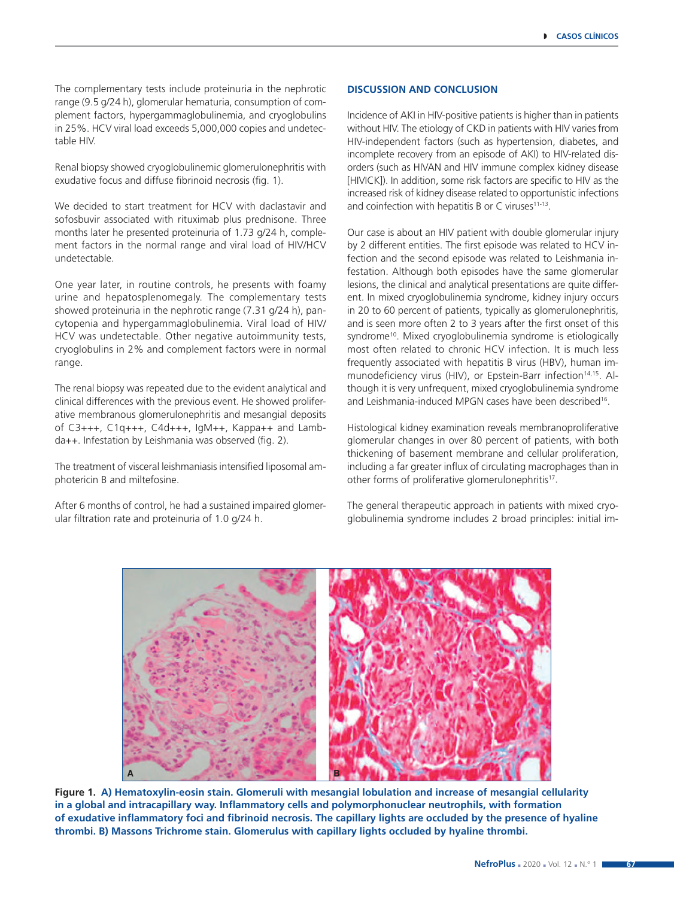The complementary tests include proteinuria in the nephrotic range (9.5 g/24 h), glomerular hematuria, consumption of complement factors, hypergammaglobulinemia, and cryoglobulins in 25%. HCV viral load exceeds 5,000,000 copies and undetectable HIV.

Renal biopsy showed cryoglobulinemic glomerulonephritis with exudative focus and diffuse fibrinoid necrosis (fig. 1).

We decided to start treatment for HCV with daclastavir and sofosbuvir associated with rituximab plus prednisone. Three months later he presented proteinuria of 1.73 g/24 h, complement factors in the normal range and viral load of HIV/HCV undetectable.

One year later, in routine controls, he presents with foamy urine and hepatosplenomegaly. The complementary tests showed proteinuria in the nephrotic range (7.31 g/24 h), pancytopenia and hypergammaglobulinemia. Viral load of HIV/HCV was undetectable. Other negative autoimmunity tests, cryoglobulins in 2% and complement factors were in normal range.

The renal biopsy was repeated due to the evident analytical and clinical differences with the previous event. He showed proliferative membranous glomerulonephritis and mesangial deposits of C3+++, C1q+++, C4d+++, IgM++, Kappa++ and Lambda++. Infestation by Leishmania was observed (fig. 2).

The treatment of visceral leishmaniasis intensified liposomal amphotericin B and miltefosine.

After 6 months of control, he had a sustained impaired glomerular filtration rate and proteinuria of 1.0 g/24 h.

## DISCUSSION AND CONCLUSION

Incidence of AKI in HIV-positive patients is higher than in patients without HIV. The etiology of CKD in patients with HIV varies from HIV-independent factors (such as hypertension, diabetes, and incomplete recovery from an episode of AKI) to HIV-related disorders (such as HIVAN and HIV immune complex kidney disease [HIVICK]). In addition, some risk factors are specific to HIV as the increased risk of kidney disease related to opportunistic infections and coinfection with hepatitis B or C viruses[11-13].

Our case is about an HIV patient with double glomerular injury by 2 different entities. The first episode was related to HCV infection and the second episode was related to Leishmania infestation. Although both episodes have the same glomerular lesions, the clinical and analytical presentations are quite different. In mixed cryoglobulinemia syndrome, kidney injury occurs in 20 to 60 percent of patients, typically as glomerulonephritis, and is seen more often 2 to 3 years after the first onset of this syndrome[10]. Mixed cryoglobulinemia syndrome is etiologically most often related to chronic HCV infection. It is much less frequently associated with hepatitis B virus (HBV), human immunodeficiency virus (HIV), or Epstein-Barr infection[14,15]. Although it is very unfrequent, mixed cryoglobulinemia syndrome and Leishmania-induced MPGN cases have been described[16].

Histological kidney examination reveals membranoproliferative glomerular changes in over 80 percent of patients, with both thickening of basement membrane and cellular proliferation, including a far greater influx of circulating macrophages than in other forms of proliferative glomerulonephritis[17].

The general therapeutic approach in patients with mixed cryoglobulinemia syndrome includes 2 broad principles: initial im-

**Figure 1. A) Hematoxylin-eosin stain. Glomeruli with mesangial lobulation and increase of mesangial cellularity in a global and intracapillary way. Inflammatory cells and polymorphonuclear neutrophils, with formation of exudative inflammatory foci and fibrinoid necrosis. The capillary lights are occluded by the presence of hyaline thrombi. B) Massons Trichrome stain. Glomerulus with capillary lights occluded by hyaline thrombi.**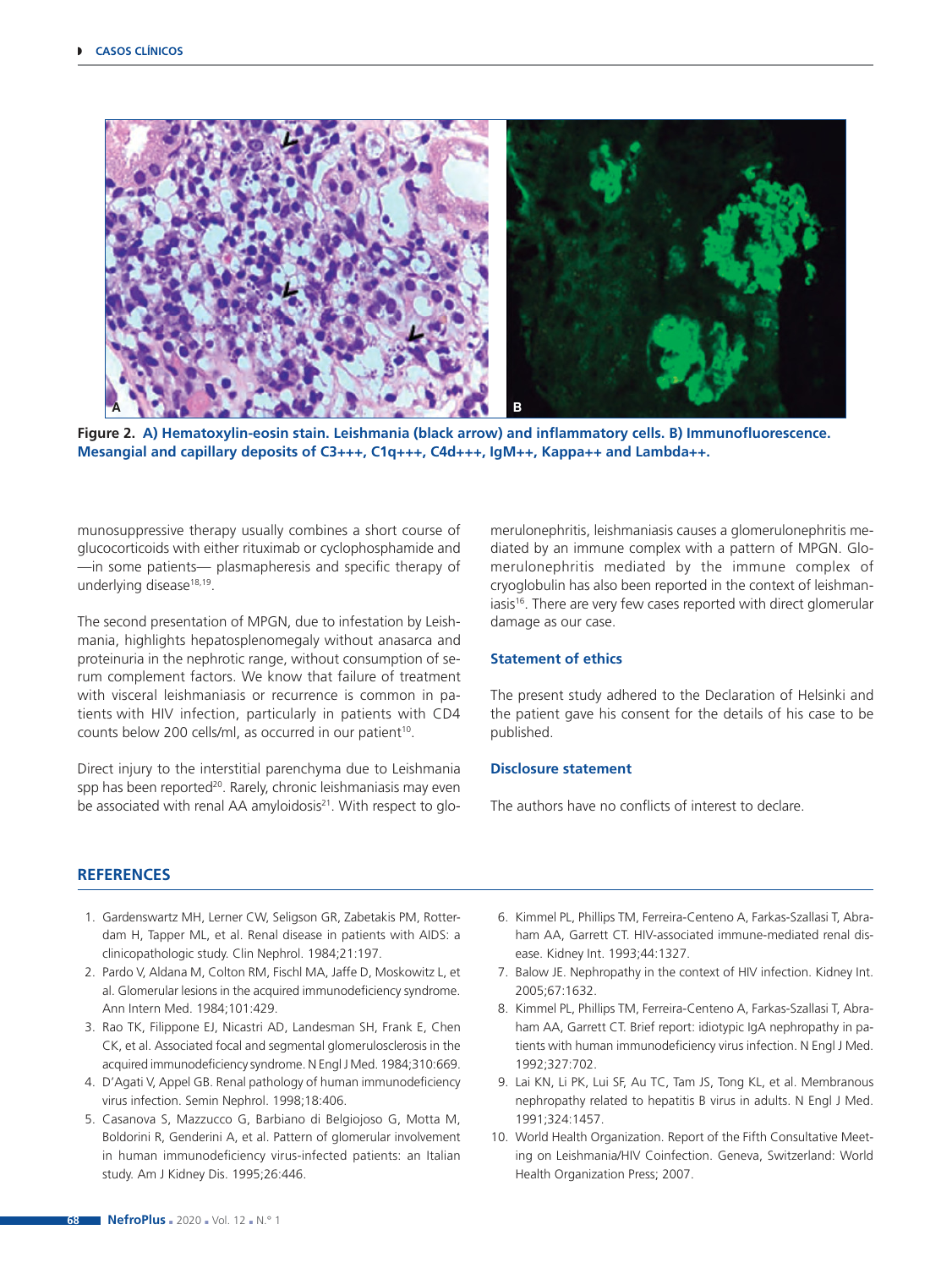Figure 2. A) Hematoxylin-eosin stain. Leishmania (black arrow) and inflammatory cells. B) Immunofluorescence. Mesangial and capillary deposits of C3+++, C1q+++, C4d+++, IgM++, Kappa++ and Lambda++.

munosuppressive therapy usually combines a short course of glucocorticoids with either rituximab or cyclophosphamide and —in some patients— plasmapheresis and specific therapy of underlying disease[18,19].

The second presentation of MPGN, due to infestation by Leishmania, highlights hepatosplenomegaly without anasarca and proteinuria in the nephrotic range, without consumption of serum complement factors. We know that failure of treatment with visceral leishmaniasis or recurrence is common in patients with HIV infection, particularly in patients with CD4 counts below 200 cells/ml, as occurred in our patient[10].

Direct injury to the interstitial parenchyma due to Leishmania spp has been reported[20]. Rarely, chronic leishmaniasis may even be associated with renal AA amyloidosis[21]. With respect to glomerulonephritis, leishmaniasis causes a glomerulonephritis mediated by an immune complex with a pattern of MPGN. Glomerulonephritis mediated by the immune complex of cryoglobulin has also been reported in the context of leishmaniasis[16]. There are very few cases reported with direct glomerular damage as our case.

### Statement of ethics

The present study adhered to the Declaration of Helsinki and the patient gave his consent for the details of his case to be published.

### Disclosure statement

The authors have no conflicts of interest to declare.

## REFERENCES

1. Gardenswartz MH, Lerner CW, Seligson GR, Zabetakis PM, Rotterdam H, Tapper ML, et al. Renal disease in patients with AIDS: a clinicopathologic study. Clin Nephrol. 1984;21:197.
2. Pardo V, Aldana M, Colton RM, Fischl MA, Jaffe D, Moskowitz L, et al. Glomerular lesions in the acquired immunodeficiency syndrome. Ann Intern Med. 1984;101:429.
3. Rao TK, Filippone EJ, Nicastri AD, Landesman SH, Frank E, Chen CK, et al. Associated focal and segmental glomerulosclerosis in the acquired immunodeficiency syndrome. N Engl J Med. 1984;310:669.
4. D'Agati V, Appel GB. Renal pathology of human immunodeficiency virus infection. Semin Nephrol. 1998;18:406.
5. Casanova S, Mazzucco G, Barbiano di Belgiojoso G, Motta M, Boldorini R, Genderini A, et al. Pattern of glomerular involvement in human immunodeficiency virus-infected patients: an Italian study. Am J Kidney Dis. 1995;26:446.
6. Kimmel PL, Phillips TM, Ferreira-Centeno A, Farkas-Szallasi T, Abraham AA, Garrett CT. HIV-associated immune-mediated renal disease. Kidney Int. 1993;44:1327.
7. Balow JE. Nephropathy in the context of HIV infection. Kidney Int. 2005;67:1632.
8. Kimmel PL, Phillips TM, Ferreira-Centeno A, Farkas-Szallasi T, Abraham AA, Garrett CT. Brief report: idiotypic IgA nephropathy in patients with human immunodeficiency virus infection. N Engl J Med. 1992;327:702.
9. Lai KN, Li PK, Lui SF, Au TC, Tam JS, Tong KL, et al. Membranous nephropathy related to hepatitis B virus in adults. N Engl J Med. 1991;324:1457.
10. World Health Organization. Report of the Fifth Consultative Meeting on Leishmania/HIV Coinfection. Geneva, Switzerland: World Health Organization Press; 2007.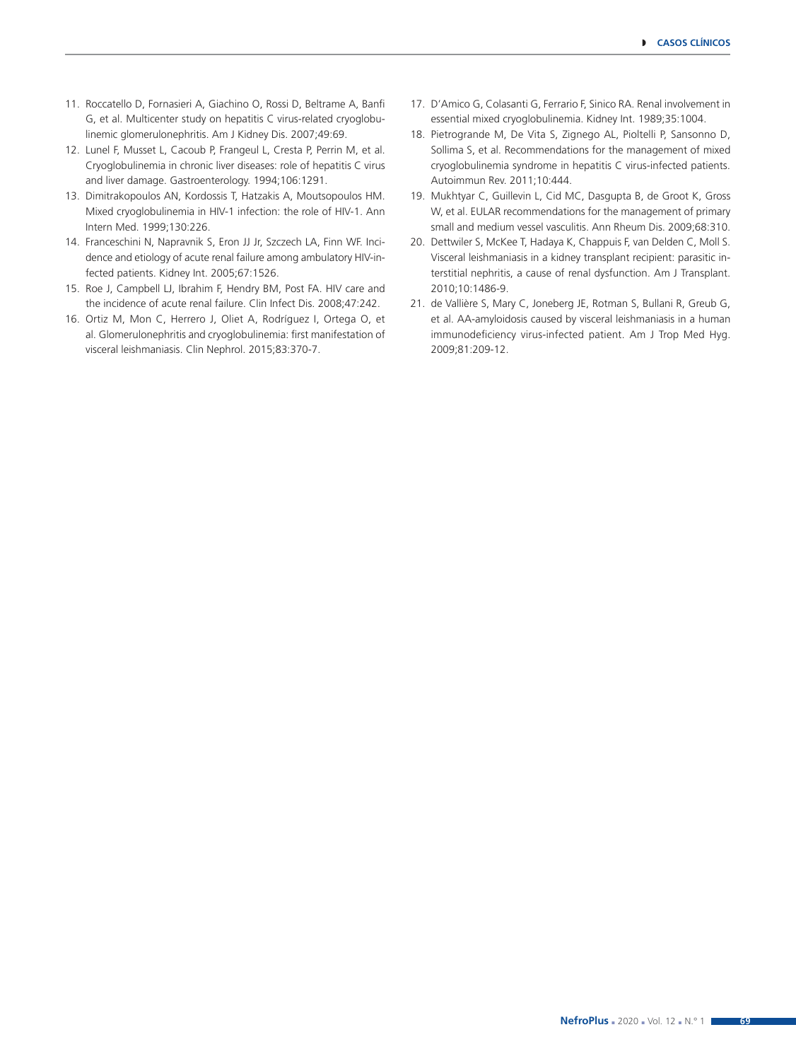11. Roccatello D, Fornasieri A, Giachino O, Rossi D, Beltrame A, Banfi G, et al. Multicenter study on hepatitis C virus-related cryoglobulinemic glomerulonephritis. Am J Kidney Dis. 2007;49:69.
12. Lunel F, Musset L, Cacoub P, Frangeul L, Cresta P, Perrin M, et al. Cryoglobulinemia in chronic liver diseases: role of hepatitis C virus and liver damage. Gastroenterology. 1994;106:1291.
13. Dimitrakopoulos AN, Kordossis T, Hatzakis A, Moutsopoulos HM. Mixed cryoglobulinemia in HIV-1 infection: the role of HIV-1. Ann Intern Med. 1999;130:226.
14. Franceschini N, Napravnik S, Eron JJ Jr, Szczech LA, Finn WF. Incidence and etiology of acute renal failure among ambulatory HIV-infected patients. Kidney Int. 2005;67:1526.
15. Roe J, Campbell LJ, Ibrahim F, Hendry BM, Post FA. HIV care and the incidence of acute renal failure. Clin Infect Dis. 2008;47:242.
16. Ortiz M, Mon C, Herrero J, Oliet A, Rodríguez I, Ortega O, et al. Glomerulonephritis and cryoglobulinemia: first manifestation of visceral leishmaniasis. Clin Nephrol. 2015;83:370-7.
17. D'Amico G, Colasanti G, Ferrario F, Sinico RA. Renal involvement in essential mixed cryoglobulinemia. Kidney Int. 1989;35:1004.
18. Pietrogrande M, De Vita S, Zignego AL, Pioltelli P, Sansonno D, Sollima S, et al. Recommendations for the management of mixed cryoglobulinemia syndrome in hepatitis C virus-infected patients. Autoimmun Rev. 2011;10:444.
19. Mukhtyar C, Guillevin L, Cid MC, Dasgupta B, de Groot K, Gross W, et al. EULAR recommendations for the management of primary small and medium vessel vasculitis. Ann Rheum Dis. 2009;68:310.
20. Dettwiler S, McKee T, Hadaya K, Chappuis F, van Delden C, Moll S. Visceral leishmaniasis in a kidney transplant recipient: parasitic interstitial nephritis, a cause of renal dysfunction. Am J Transplant. 2010;10:1486-9.
21. de Vallière S, Mary C, Joneberg JE, Rotman S, Bullani R, Greub G, et al. AA-amyloidosis caused by visceral leishmaniasis in a human immunodeficiency virus-infected patient. Am J Trop Med Hyg. 2009;81:209-12.